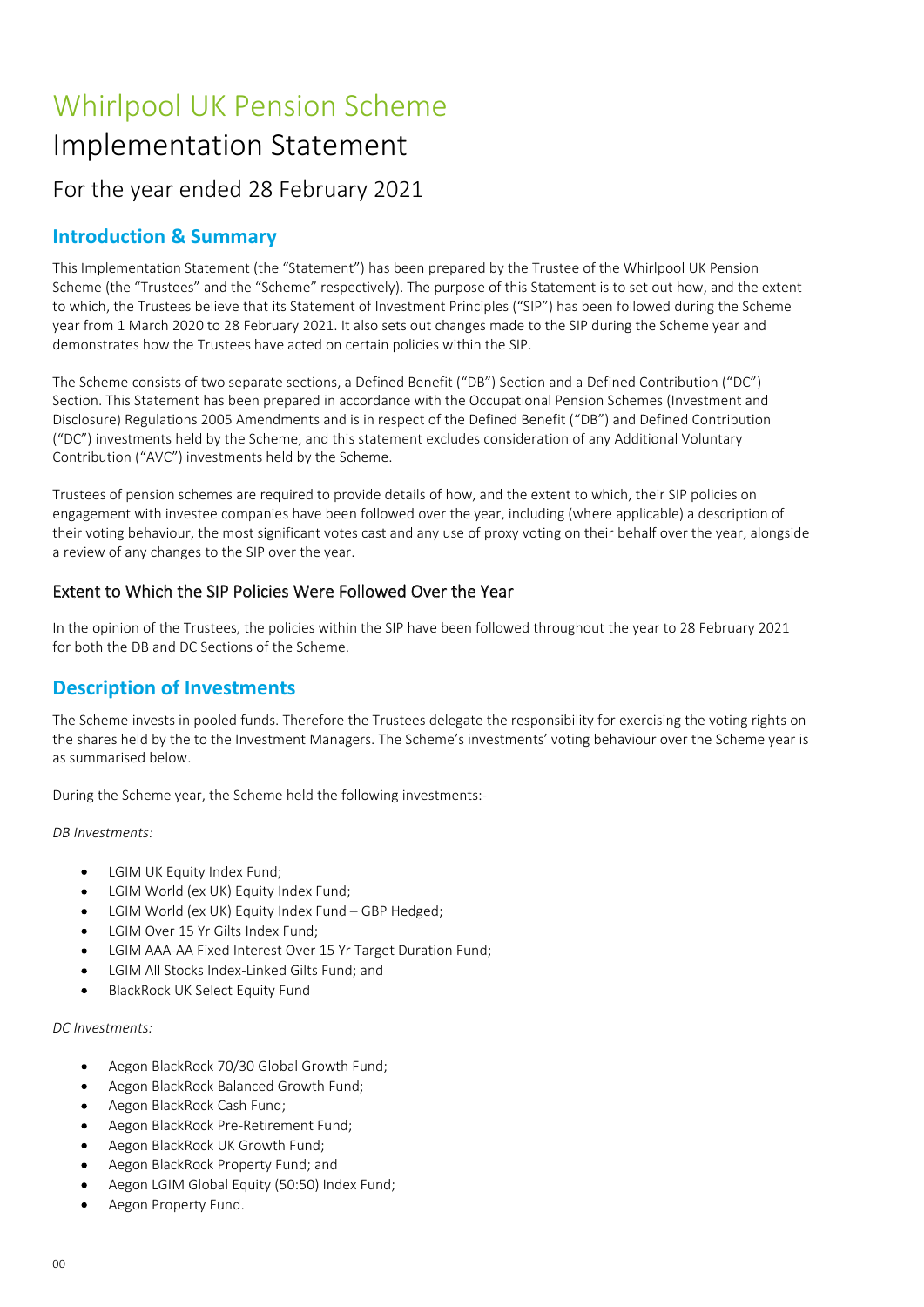# Whirlpool UK Pension Scheme

# Implementation Statement

## For the year ended 28 February 2021

## Introduction & Summary

This Implementation Statement (the "Statement") has been prepared by the Trustee of the Whirlpool UK Pension Scheme (the "Trustees" and the "Scheme" respectively). The purpose of this Statement is to set out how, and the extent to which, the Trustees believe that its Statement of Investment Principles ("SIP") has been followed during the Scheme year from 1 March 2020 to 28 February 2021. It also sets out changes made to the SIP during the Scheme year and demonstrates how the Trustees have acted on certain policies within the SIP.

The Scheme consists of two separate sections, a Defined Benefit ("DB") Section and a Defined Contribution ("DC") Section. This Statement has been prepared in accordance with the Occupational Pension Schemes (Investment and Disclosure) Regulations 2005 Amendments and is in respect of the Defined Benefit ("DB") and Defined Contribution ("DC") investments held by the Scheme, and this statement excludes consideration of any Additional Voluntary Contribution ("AVC") investments held by the Scheme.

Trustees of pension schemes are required to provide details of how, and the extent to which, their SIP policies on engagement with investee companies have been followed over the year, including (where applicable) a description of their voting behaviour, the most significant votes cast and any use of proxy voting on their behalf over the year, alongside a review of any changes to the SIP over the year.

### Extent to Which the SIP Policies Were Followed Over the Year

In the opinion of the Trustees, the policies within the SIP have been followed throughout the year to 28 February 2021 for both the DB and DC Sections of the Scheme.

## Description of Investments

The Scheme invests in pooled funds. Therefore the Trustees delegate the responsibility for exercising the voting rights on the shares held by the to the Investment Managers. The Scheme's investments' voting behaviour over the Scheme year is as summarised below.

During the Scheme year, the Scheme held the following investments:-

*DB Investments:*

- LGIM UK Equity Index Fund;
- LGIM World (ex UK) Equity Index Fund;
- LGIM World (ex UK) Equity Index Fund – GBP Hedged;
- LGIM Over 15 Yr Gilts Index Fund;
- LGIM AAA-AA Fixed Interest Over 15 Yr Target Duration Fund;
- LGIM All Stocks Index-Linked Gilts Fund; and
- BlackRock UK Select Equity Fund

*DC Investments:*

- Aegon BlackRock 70/30 Global Growth Fund;
- Aegon BlackRock Balanced Growth Fund;
- Aegon BlackRock Cash Fund;
- Aegon BlackRock Pre-Retirement Fund;
- Aegon BlackRock UK Growth Fund;
- Aegon BlackRock Property Fund; and
- Aegon LGIM Global Equity (50:50) Index Fund;
- Aegon Property Fund.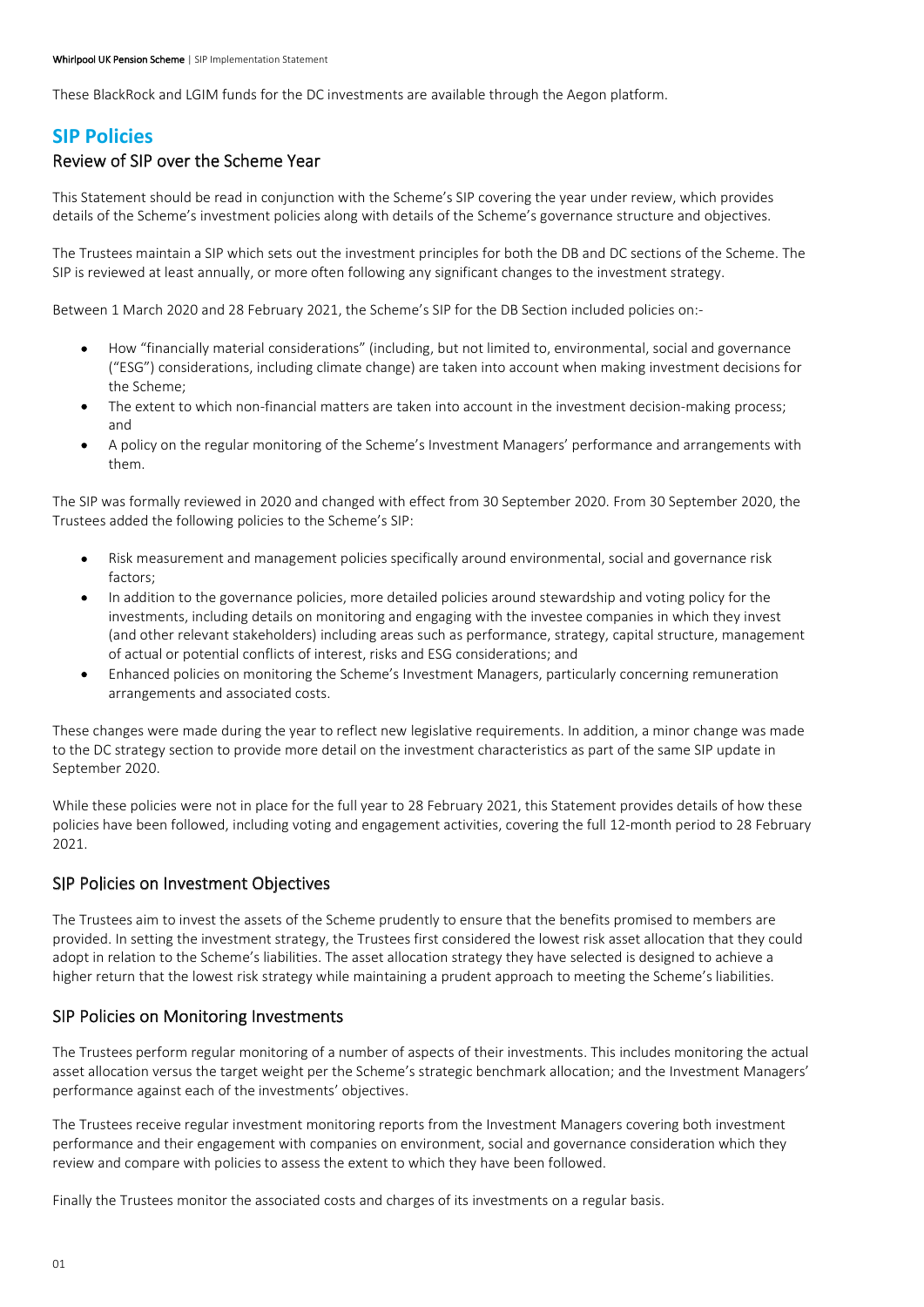These BlackRock and LGIM funds for the DC investments are available through the Aegon platform.

# SIP Policies

## Review of SIP over the Scheme Year

This Statement should be read in conjunction with the Scheme's SIP covering the year under review, which provides details of the Scheme's investment policies along with details of the Scheme's governance structure and objectives.

The Trustees maintain a SIP which sets out the investment principles for both the DB and DC sections of the Scheme. The SIP is reviewed at least annually, or more often following any significant changes to the investment strategy.

Between 1 March 2020 and 28 February 2021, the Scheme's SIP for the DB Section included policies on:-

- How "financially material considerations" (including, but not limited to, environmental, social and governance ("ESG") considerations, including climate change) are taken into account when making investment decisions for the Scheme;
- The extent to which non-financial matters are taken into account in the investment decision-making process; and
- A policy on the regular monitoring of the Scheme's Investment Managers' performance and arrangements with them.

The SIP was formally reviewed in 2020 and changed with effect from 30 September 2020. From 30 September 2020, the Trustees added the following policies to the Scheme's SIP:

- Risk measurement and management policies specifically around environmental, social and governance risk factors;
- In addition to the governance policies, more detailed policies around stewardship and voting policy for the investments, including details on monitoring and engaging with the investee companies in which they invest (and other relevant stakeholders) including areas such as performance, strategy, capital structure, management of actual or potential conflicts of interest, risks and ESG considerations; and
- Enhanced policies on monitoring the Scheme's Investment Managers, particularly concerning remuneration arrangements and associated costs.

These changes were made during the year to reflect new legislative requirements. In addition, a minor change was made to the DC strategy section to provide more detail on the investment characteristics as part of the same SIP update in September 2020.

While these policies were not in place for the full year to 28 February 2021, this Statement provides details of how these policies have been followed, including voting and engagement activities, covering the full 12-month period to 28 February 2021.

## SIP Policies on Investment Objectives

The Trustees aim to invest the assets of the Scheme prudently to ensure that the benefits promised to members are provided. In setting the investment strategy, the Trustees first considered the lowest risk asset allocation that they could adopt in relation to the Scheme's liabilities. The asset allocation strategy they have selected is designed to achieve a higher return that the lowest risk strategy while maintaining a prudent approach to meeting the Scheme's liabilities.

## SIP Policies on Monitoring Investments

The Trustees perform regular monitoring of a number of aspects of their investments. This includes monitoring the actual asset allocation versus the target weight per the Scheme's strategic benchmark allocation; and the Investment Managers' performance against each of the investments' objectives.

The Trustees receive regular investment monitoring reports from the Investment Managers covering both investment performance and their engagement with companies on environment, social and governance consideration which they review and compare with policies to assess the extent to which they have been followed.

Finally the Trustees monitor the associated costs and charges of its investments on a regular basis.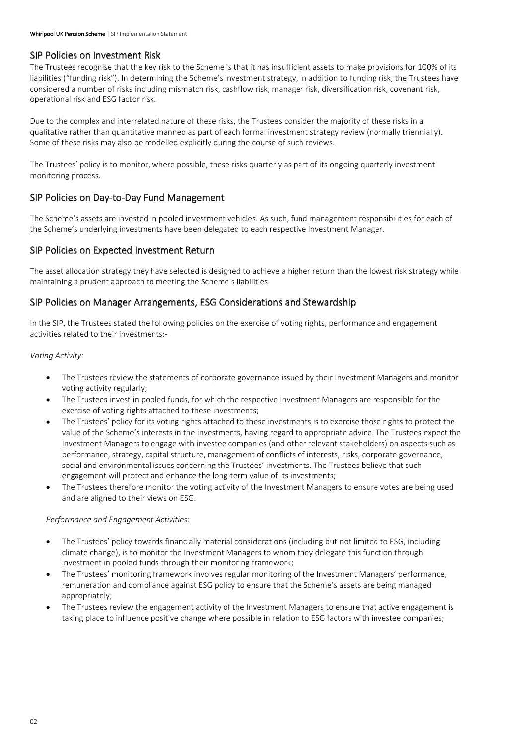## SIP Policies on Investment Risk

The Trustees recognise that the key risk to the Scheme is that it has insufficient assets to make provisions for 100% of its liabilities ("funding risk"). In determining the Scheme's investment strategy, in addition to funding risk, the Trustees have considered a number of risks including mismatch risk, cashflow risk, manager risk, diversification risk, covenant risk, operational risk and ESG factor risk.

Due to the complex and interrelated nature of these risks, the Trustees consider the majority of these risks in a qualitative rather than quantitative manned as part of each formal investment strategy review (normally triennially). Some of these risks may also be modelled explicitly during the course of such reviews.

The Trustees' policy is to monitor, where possible, these risks quarterly as part of its ongoing quarterly investment monitoring process.

## SIP Policies on Day-to-Day Fund Management

The Scheme's assets are invested in pooled investment vehicles. As such, fund management responsibilities for each of the Scheme's underlying investments have been delegated to each respective Investment Manager.

## SIP Policies on Expected Investment Return

The asset allocation strategy they have selected is designed to achieve a higher return than the lowest risk strategy while maintaining a prudent approach to meeting the Scheme's liabilities.

## SIP Policies on Manager Arrangements, ESG Considerations and Stewardship

In the SIP, the Trustees stated the following policies on the exercise of voting rights, performance and engagement activities related to their investments:-

*Voting Activity:*

- The Trustees review the statements of corporate governance issued by their Investment Managers and monitor voting activity regularly;
- The Trustees invest in pooled funds, for which the respective Investment Managers are responsible for the exercise of voting rights attached to these investments;
- The Trustees' policy for its voting rights attached to these investments is to exercise those rights to protect the value of the Scheme's interests in the investments, having regard to appropriate advice. The Trustees expect the Investment Managers to engage with investee companies (and other relevant stakeholders) on aspects such as performance, strategy, capital structure, management of conflicts of interests, risks, corporate governance, social and environmental issues concerning the Trustees' investments. The Trustees believe that such engagement will protect and enhance the long-term value of its investments;
- The Trustees therefore monitor the voting activity of the Investment Managers to ensure votes are being used and are aligned to their views on ESG.

*Performance and Engagement Activities:*

- The Trustees' policy towards financially material considerations (including but not limited to ESG, including climate change), is to monitor the Investment Managers to whom they delegate this function through investment in pooled funds through their monitoring framework;
- The Trustees' monitoring framework involves regular monitoring of the Investment Managers' performance, remuneration and compliance against ESG policy to ensure that the Scheme's assets are being managed appropriately;
- The Trustees review the engagement activity of the Investment Managers to ensure that active engagement is taking place to influence positive change where possible in relation to ESG factors with investee companies;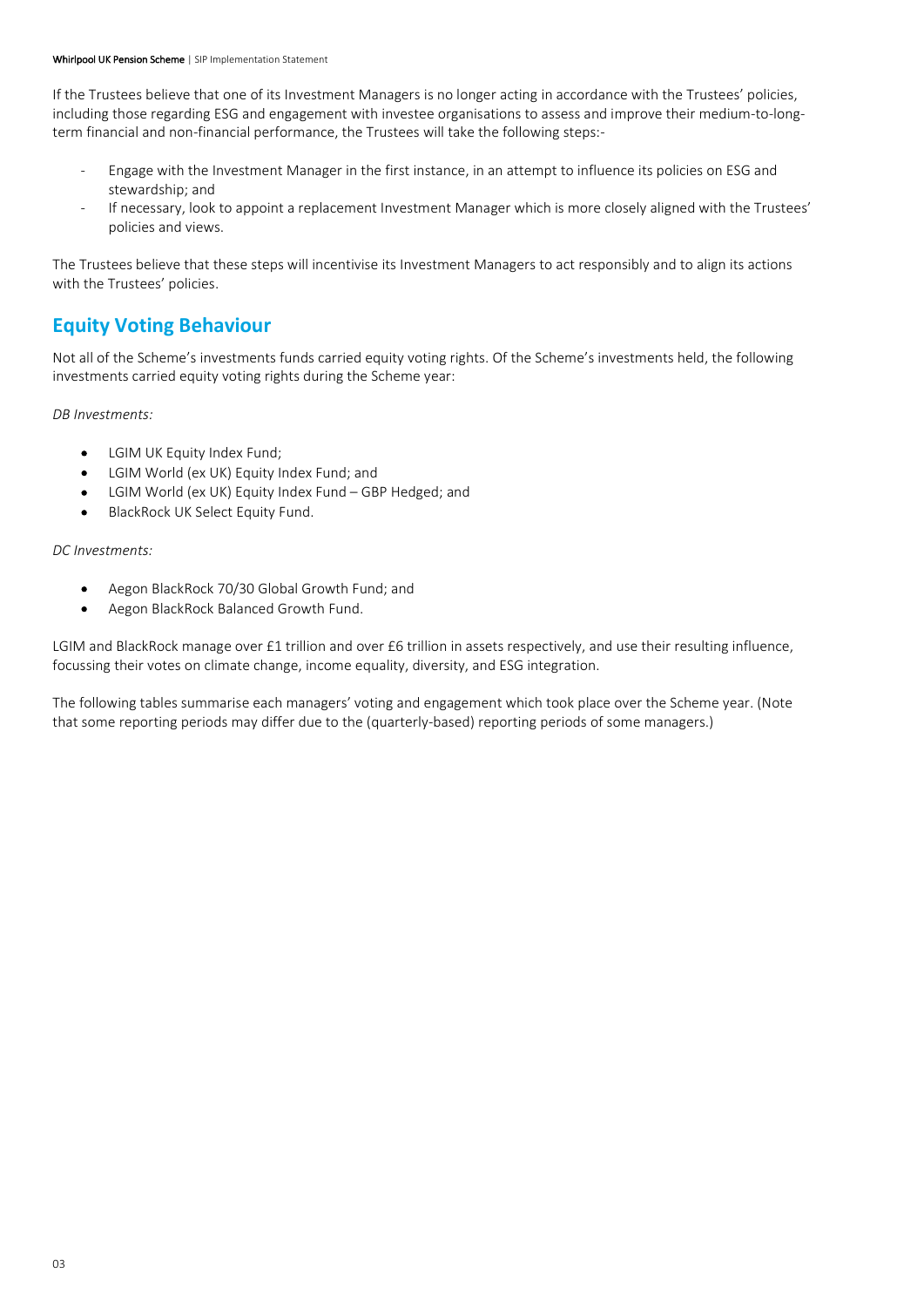If the Trustees believe that one of its Investment Managers is no longer acting in accordance with the Trustees' policies, including those regarding ESG and engagement with investee organisations to assess and improve their medium-to-long-term financial and non-financial performance, the Trustees will take the following steps:-

- Engage with the Investment Manager in the first instance, in an attempt to influence its policies on ESG and stewardship; and
- If necessary, look to appoint a replacement Investment Manager which is more closely aligned with the Trustees' policies and views.

The Trustees believe that these steps will incentivise its Investment Managers to act responsibly and to align its actions with the Trustees' policies.

## Equity Voting Behaviour

Not all of the Scheme's investments funds carried equity voting rights. Of the Scheme's investments held, the following investments carried equity voting rights during the Scheme year:

*DB Investments:*

- LGIM UK Equity Index Fund;
- LGIM World (ex UK) Equity Index Fund; and
- LGIM World (ex UK) Equity Index Fund – GBP Hedged; and
- BlackRock UK Select Equity Fund.

*DC Investments:*

- Aegon BlackRock 70/30 Global Growth Fund; and
- Aegon BlackRock Balanced Growth Fund.

LGIM and BlackRock manage over £1 trillion and over £6 trillion in assets respectively, and use their resulting influence, focussing their votes on climate change, income equality, diversity, and ESG integration.

The following tables summarise each managers' voting and engagement which took place over the Scheme year. (Note that some reporting periods may differ due to the (quarterly-based) reporting periods of some managers.)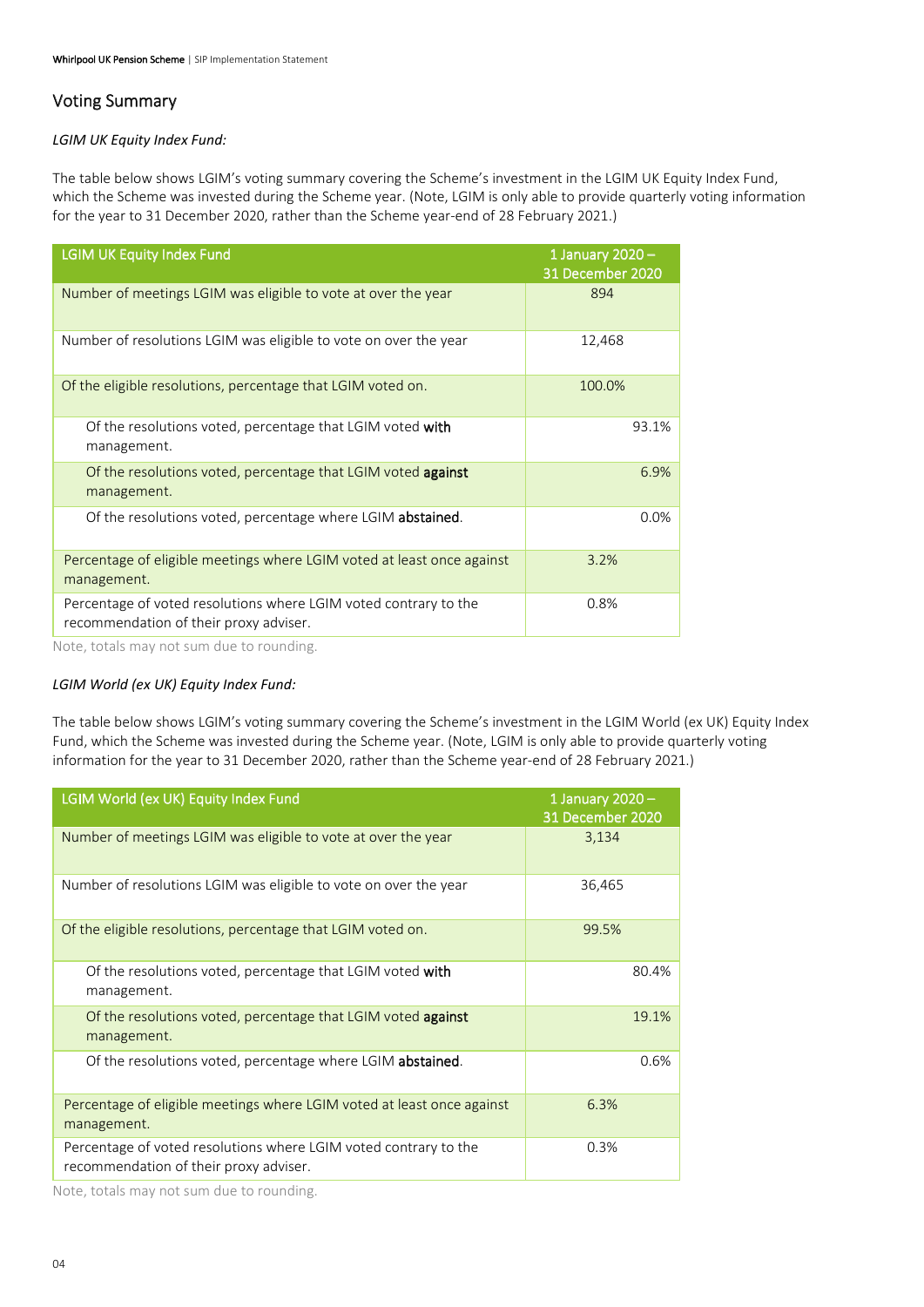## Voting Summary

*LGIM UK Equity Index Fund:*

The table below shows LGIM's voting summary covering the Scheme's investment in the LGIM UK Equity Index Fund, which the Scheme was invested during the Scheme year. (Note, LGIM is only able to provide quarterly voting information for the year to 31 December 2020, rather than the Scheme year-end of 28 February 2021.)

| LGIM UK Equity Index Fund | 1 January 2020 – 31 December 2020 |
|---|---|
| Number of meetings LGIM was eligible to vote at over the year | 894 |
| Number of resolutions LGIM was eligible to vote on over the year | 12,468 |
| Of the eligible resolutions, percentage that LGIM voted on. | 100.0% |
| Of the resolutions voted, percentage that LGIM voted **with** management. | 93.1% |
| Of the resolutions voted, percentage that LGIM voted **against** management. | 6.9% |
| Of the resolutions voted, percentage where LGIM **abstained**. | 0.0% |
| Percentage of eligible meetings where LGIM voted at least once against management. | 3.2% |
| Percentage of voted resolutions where LGIM voted contrary to the recommendation of their proxy adviser. | 0.8% |

Note, totals may not sum due to rounding.

*LGIM World (ex UK) Equity Index Fund:*

The table below shows LGIM's voting summary covering the Scheme's investment in the LGIM World (ex UK) Equity Index Fund, which the Scheme was invested during the Scheme year. (Note, LGIM is only able to provide quarterly voting information for the year to 31 December 2020, rather than the Scheme year-end of 28 February 2021.)

| LGIM World (ex UK) Equity Index Fund | 1 January 2020 – 31 December 2020 |
|---|---|
| Number of meetings LGIM was eligible to vote at over the year | 3,134 |
| Number of resolutions LGIM was eligible to vote on over the year | 36,465 |
| Of the eligible resolutions, percentage that LGIM voted on. | 99.5% |
| Of the resolutions voted, percentage that LGIM voted **with** management. | 80.4% |
| Of the resolutions voted, percentage that LGIM voted **against** management. | 19.1% |
| Of the resolutions voted, percentage where LGIM **abstained**. | 0.6% |
| Percentage of eligible meetings where LGIM voted at least once against management. | 6.3% |
| Percentage of voted resolutions where LGIM voted contrary to the recommendation of their proxy adviser. | 0.3% |

Note, totals may not sum due to rounding.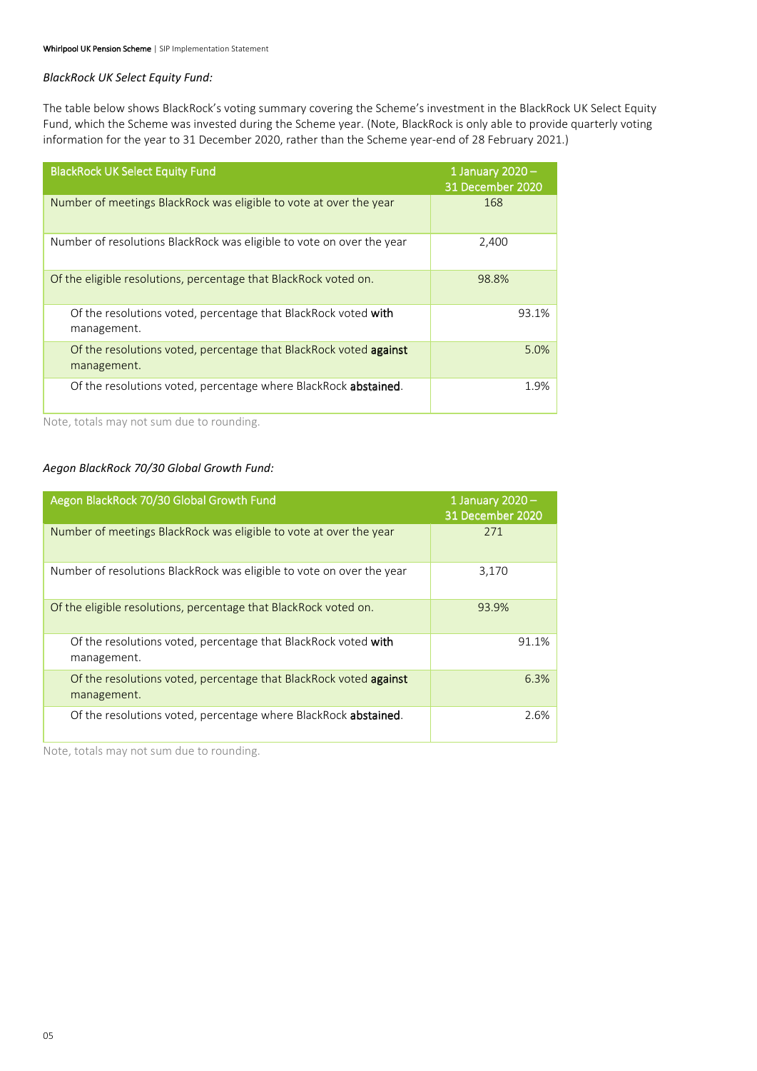*BlackRock UK Select Equity Fund:*

The table below shows BlackRock's voting summary covering the Scheme's investment in the BlackRock UK Select Equity Fund, which the Scheme was invested during the Scheme year. (Note, BlackRock is only able to provide quarterly voting information for the year to 31 December 2020, rather than the Scheme year-end of 28 February 2021.)

| BlackRock UK Select Equity Fund | 1 January 2020 – 31 December 2020 |
|---|---|
| Number of meetings BlackRock was eligible to vote at over the year | 168 |
| Number of resolutions BlackRock was eligible to vote on over the year | 2,400 |
| Of the eligible resolutions, percentage that BlackRock voted on. | 98.8% |
| Of the resolutions voted, percentage that BlackRock voted **with** management. | 93.1% |
| Of the resolutions voted, percentage that BlackRock voted **against** management. | 5.0% |
| Of the resolutions voted, percentage where BlackRock **abstained**. | 1.9% |

Note, totals may not sum due to rounding.

*Aegon BlackRock 70/30 Global Growth Fund:*

| Aegon BlackRock 70/30 Global Growth Fund | 1 January 2020 – 31 December 2020 |
|---|---|
| Number of meetings BlackRock was eligible to vote at over the year | 271 |
| Number of resolutions BlackRock was eligible to vote on over the year | 3,170 |
| Of the eligible resolutions, percentage that BlackRock voted on. | 93.9% |
| Of the resolutions voted, percentage that BlackRock voted **with** management. | 91.1% |
| Of the resolutions voted, percentage that BlackRock voted **against** management. | 6.3% |
| Of the resolutions voted, percentage where BlackRock **abstained**. | 2.6% |

Note, totals may not sum due to rounding.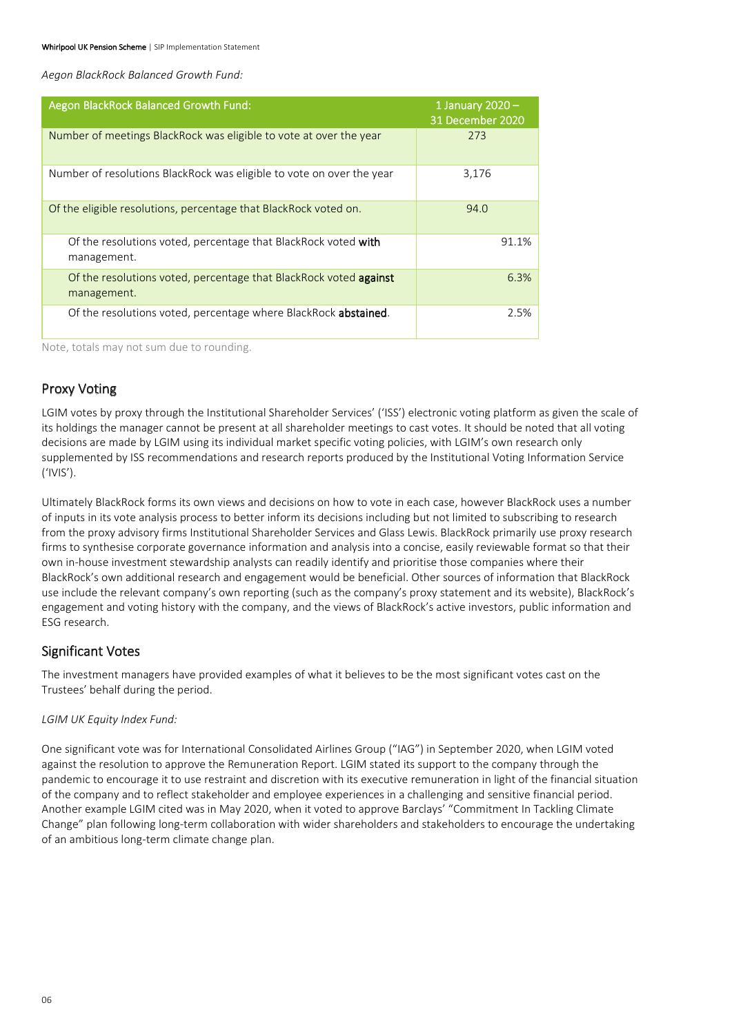*Aegon BlackRock Balanced Growth Fund:*

| Aegon BlackRock Balanced Growth Fund: | 1 January 2020 – 31 December 2020 |
|---|---|
| Number of meetings BlackRock was eligible to vote at over the year | 273 |
| Number of resolutions BlackRock was eligible to vote on over the year | 3,176 |
| Of the eligible resolutions, percentage that BlackRock voted on. | 94.0 |
| Of the resolutions voted, percentage that BlackRock voted **with** management. | 91.1% |
| Of the resolutions voted, percentage that BlackRock voted **against** management. | 6.3% |
| Of the resolutions voted, percentage where BlackRock **abstained**. | 2.5% |

Note, totals may not sum due to rounding.

## Proxy Voting

LGIM votes by proxy through the Institutional Shareholder Services' ('ISS') electronic voting platform as given the scale of its holdings the manager cannot be present at all shareholder meetings to cast votes. It should be noted that all voting decisions are made by LGIM using its individual market specific voting policies, with LGIM's own research only supplemented by ISS recommendations and research reports produced by the Institutional Voting Information Service ('IVIS').

Ultimately BlackRock forms its own views and decisions on how to vote in each case, however BlackRock uses a number of inputs in its vote analysis process to better inform its decisions including but not limited to subscribing to research from the proxy advisory firms Institutional Shareholder Services and Glass Lewis. BlackRock primarily use proxy research firms to synthesise corporate governance information and analysis into a concise, easily reviewable format so that their own in-house investment stewardship analysts can readily identify and prioritise those companies where their BlackRock's own additional research and engagement would be beneficial. Other sources of information that BlackRock use include the relevant company's own reporting (such as the company's proxy statement and its website), BlackRock's engagement and voting history with the company, and the views of BlackRock's active investors, public information and ESG research.

## Significant Votes

The investment managers have provided examples of what it believes to be the most significant votes cast on the Trustees' behalf during the period.

*LGIM UK Equity Index Fund:*

One significant vote was for International Consolidated Airlines Group ("IAG") in September 2020, when LGIM voted against the resolution to approve the Remuneration Report. LGIM stated its support to the company through the pandemic to encourage it to use restraint and discretion with its executive remuneration in light of the financial situation of the company and to reflect stakeholder and employee experiences in a challenging and sensitive financial period. Another example LGIM cited was in May 2020, when it voted to approve Barclays' "Commitment In Tackling Climate Change" plan following long-term collaboration with wider shareholders and stakeholders to encourage the undertaking of an ambitious long-term climate change plan.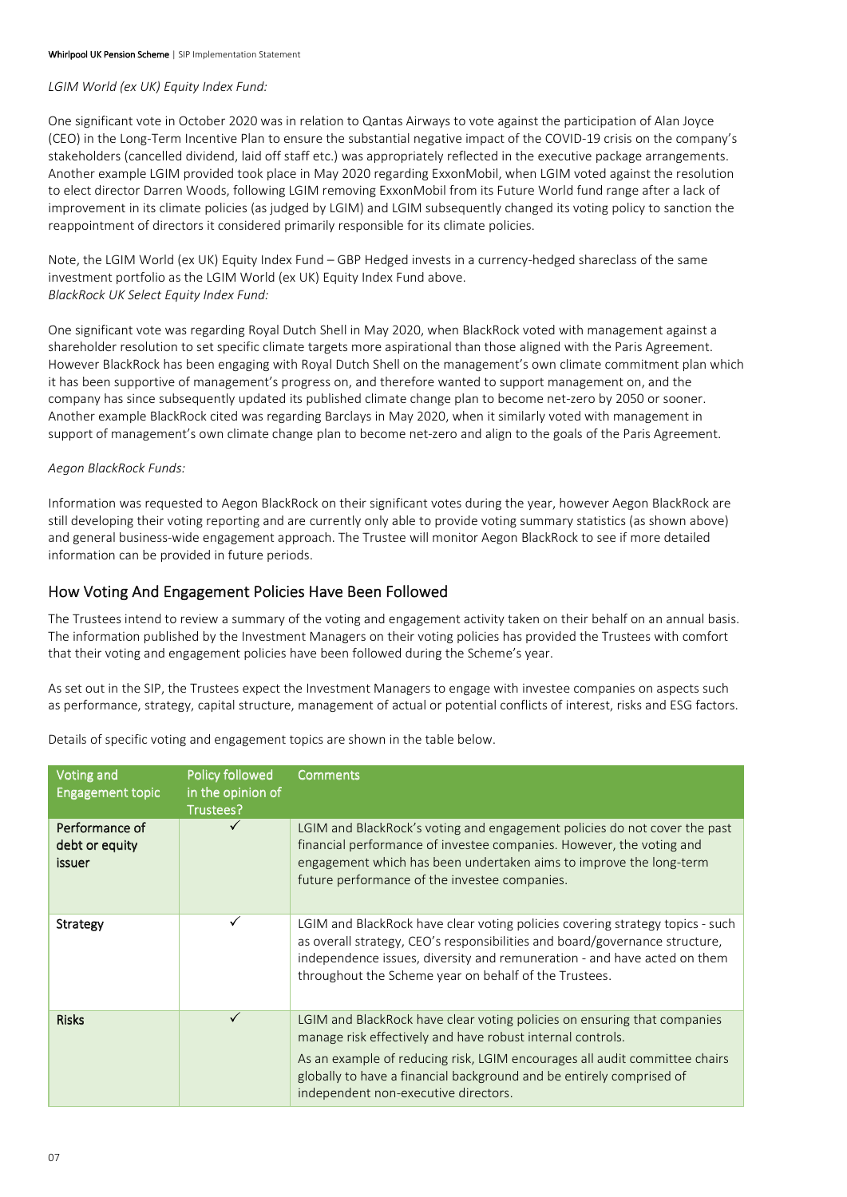*LGIM World (ex UK) Equity Index Fund:*

One significant vote in October 2020 was in relation to Qantas Airways to vote against the participation of Alan Joyce (CEO) in the Long-Term Incentive Plan to ensure the substantial negative impact of the COVID-19 crisis on the company's stakeholders (cancelled dividend, laid off staff etc.) was appropriately reflected in the executive package arrangements. Another example LGIM provided took place in May 2020 regarding ExxonMobil, when LGIM voted against the resolution to elect director Darren Woods, following LGIM removing ExxonMobil from its Future World fund range after a lack of improvement in its climate policies (as judged by LGIM) and LGIM subsequently changed its voting policy to sanction the reappointment of directors it considered primarily responsible for its climate policies.

Note, the LGIM World (ex UK) Equity Index Fund – GBP Hedged invests in a currency-hedged shareclass of the same investment portfolio as the LGIM World (ex UK) Equity Index Fund above.

*BlackRock UK Select Equity Index Fund:*

One significant vote was regarding Royal Dutch Shell in May 2020, when BlackRock voted with management against a shareholder resolution to set specific climate targets more aspirational than those aligned with the Paris Agreement. However BlackRock has been engaging with Royal Dutch Shell on the management's own climate commitment plan which it has been supportive of management's progress on, and therefore wanted to support management on, and the company has since subsequently updated its published climate change plan to become net-zero by 2050 or sooner. Another example BlackRock cited was regarding Barclays in May 2020, when it similarly voted with management in support of management's own climate change plan to become net-zero and align to the goals of the Paris Agreement.

*Aegon BlackRock Funds:*

Information was requested to Aegon BlackRock on their significant votes during the year, however Aegon BlackRock are still developing their voting reporting and are currently only able to provide voting summary statistics (as shown above) and general business-wide engagement approach. The Trustee will monitor Aegon BlackRock to see if more detailed information can be provided in future periods.

## How Voting And Engagement Policies Have Been Followed

The Trustees intend to review a summary of the voting and engagement activity taken on their behalf on an annual basis. The information published by the Investment Managers on their voting policies has provided the Trustees with comfort that their voting and engagement policies have been followed during the Scheme's year.

As set out in the SIP, the Trustees expect the Investment Managers to engage with investee companies on aspects such as performance, strategy, capital structure, management of actual or potential conflicts of interest, risks and ESG factors.

Details of specific voting and engagement topics are shown in the table below.

| Voting and Engagement topic | Policy followed in the opinion of Trustees? | Comments |
|---|---|---|
| Performance of debt or equity issuer | ✓ | LGIM and BlackRock's voting and engagement policies do not cover the past financial performance of investee companies. However, the voting and engagement which has been undertaken aims to improve the long-term future performance of the investee companies. |
| Strategy | ✓ | LGIM and BlackRock have clear voting policies covering strategy topics - such as overall strategy, CEO's responsibilities and board/governance structure, independence issues, diversity and remuneration - and have acted on them throughout the Scheme year on behalf of the Trustees. |
| Risks | ✓ | LGIM and BlackRock have clear voting policies on ensuring that companies manage risk effectively and have robust internal controls.<br>As an example of reducing risk, LGIM encourages all audit committee chairs globally to have a financial background and be entirely comprised of independent non-executive directors. |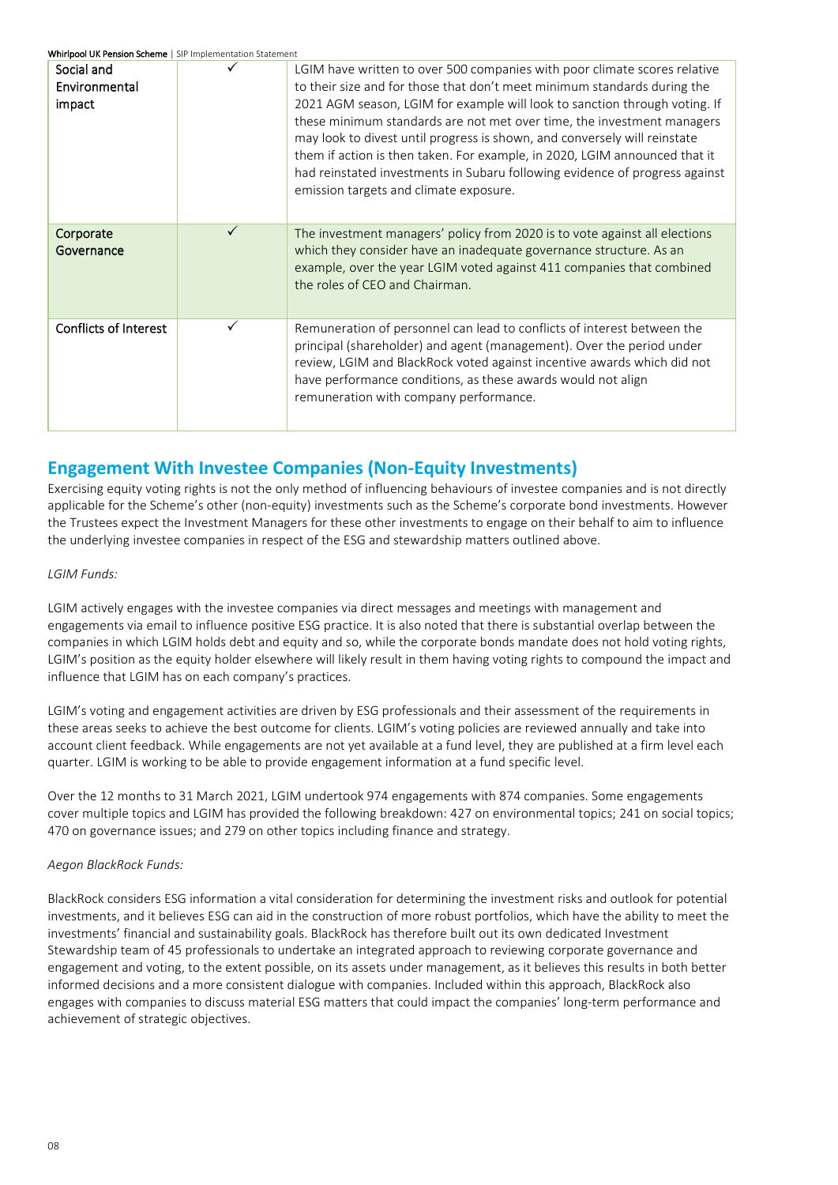| | | |
|---|---|---|
| Social and Environmental impact | ✓ | LGIM have written to over 500 companies with poor climate scores relative to their size and for those that don't meet minimum standards during the 2021 AGM season, LGIM for example will look to sanction through voting. If these minimum standards are not met over time, the investment managers may look to divest until progress is shown, and conversely will reinstate them if action is then taken. For example, in 2020, LGIM announced that it had reinstated investments in Subaru following evidence of progress against emission targets and climate exposure. |
| Corporate Governance | ✓ | The investment managers' policy from 2020 is to vote against all elections which they consider have an inadequate governance structure. As an example, over the year LGIM voted against 411 companies that combined the roles of CEO and Chairman. |
| Conflicts of Interest | ✓ | Remuneration of personnel can lead to conflicts of interest between the principal (shareholder) and agent (management). Over the period under review, LGIM and BlackRock voted against incentive awards which did not have performance conditions, as these awards would not align remuneration with company performance. |

## Engagement With Investee Companies (Non-Equity Investments)

Exercising equity voting rights is not the only method of influencing behaviours of investee companies and is not directly applicable for the Scheme's other (non-equity) investments such as the Scheme's corporate bond investments. However the Trustees expect the Investment Managers for these other investments to engage on their behalf to aim to influence the underlying investee companies in respect of the ESG and stewardship matters outlined above.

*LGIM Funds:*

LGIM actively engages with the investee companies via direct messages and meetings with management and engagements via email to influence positive ESG practice. It is also noted that there is substantial overlap between the companies in which LGIM holds debt and equity and so, while the corporate bonds mandate does not hold voting rights, LGIM's position as the equity holder elsewhere will likely result in them having voting rights to compound the impact and influence that LGIM has on each company's practices.

LGIM's voting and engagement activities are driven by ESG professionals and their assessment of the requirements in these areas seeks to achieve the best outcome for clients. LGIM's voting policies are reviewed annually and take into account client feedback. While engagements are not yet available at a fund level, they are published at a firm level each quarter. LGIM is working to be able to provide engagement information at a fund specific level.

Over the 12 months to 31 March 2021, LGIM undertook 974 engagements with 874 companies. Some engagements cover multiple topics and LGIM has provided the following breakdown: 427 on environmental topics; 241 on social topics; 470 on governance issues; and 279 on other topics including finance and strategy.

*Aegon BlackRock Funds:*

BlackRock considers ESG information a vital consideration for determining the investment risks and outlook for potential investments, and it believes ESG can aid in the construction of more robust portfolios, which have the ability to meet the investments' financial and sustainability goals. BlackRock has therefore built out its own dedicated Investment Stewardship team of 45 professionals to undertake an integrated approach to reviewing corporate governance and engagement and voting, to the extent possible, on its assets under management, as it believes this results in both better informed decisions and a more consistent dialogue with companies. Included within this approach, BlackRock also engages with companies to discuss material ESG matters that could impact the companies' long-term performance and achievement of strategic objectives.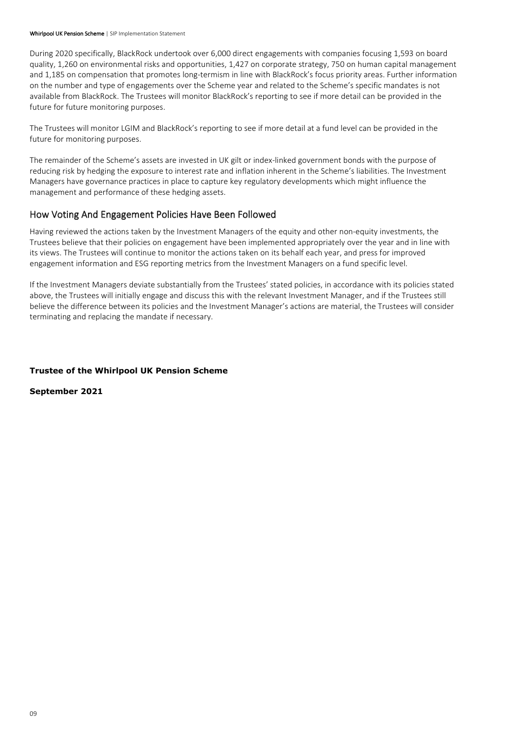During 2020 specifically, BlackRock undertook over 6,000 direct engagements with companies focusing 1,593 on board quality, 1,260 on environmental risks and opportunities, 1,427 on corporate strategy, 750 on human capital management and 1,185 on compensation that promotes long-termism in line with BlackRock's focus priority areas. Further information on the number and type of engagements over the Scheme year and related to the Scheme's specific mandates is not available from BlackRock. The Trustees will monitor BlackRock's reporting to see if more detail can be provided in the future for future monitoring purposes.

The Trustees will monitor LGIM and BlackRock's reporting to see if more detail at a fund level can be provided in the future for monitoring purposes.

The remainder of the Scheme's assets are invested in UK gilt or index-linked government bonds with the purpose of reducing risk by hedging the exposure to interest rate and inflation inherent in the Scheme's liabilities. The Investment Managers have governance practices in place to capture key regulatory developments which might influence the management and performance of these hedging assets.

## How Voting And Engagement Policies Have Been Followed

Having reviewed the actions taken by the Investment Managers of the equity and other non-equity investments, the Trustees believe that their policies on engagement have been implemented appropriately over the year and in line with its views. The Trustees will continue to monitor the actions taken on its behalf each year, and press for improved engagement information and ESG reporting metrics from the Investment Managers on a fund specific level.

If the Investment Managers deviate substantially from the Trustees' stated policies, in accordance with its policies stated above, the Trustees will initially engage and discuss this with the relevant Investment Manager, and if the Trustees still believe the difference between its policies and the Investment Manager's actions are material, the Trustees will consider terminating and replacing the mandate if necessary.

**Trustee of the Whirlpool UK Pension Scheme**

**September 2021**